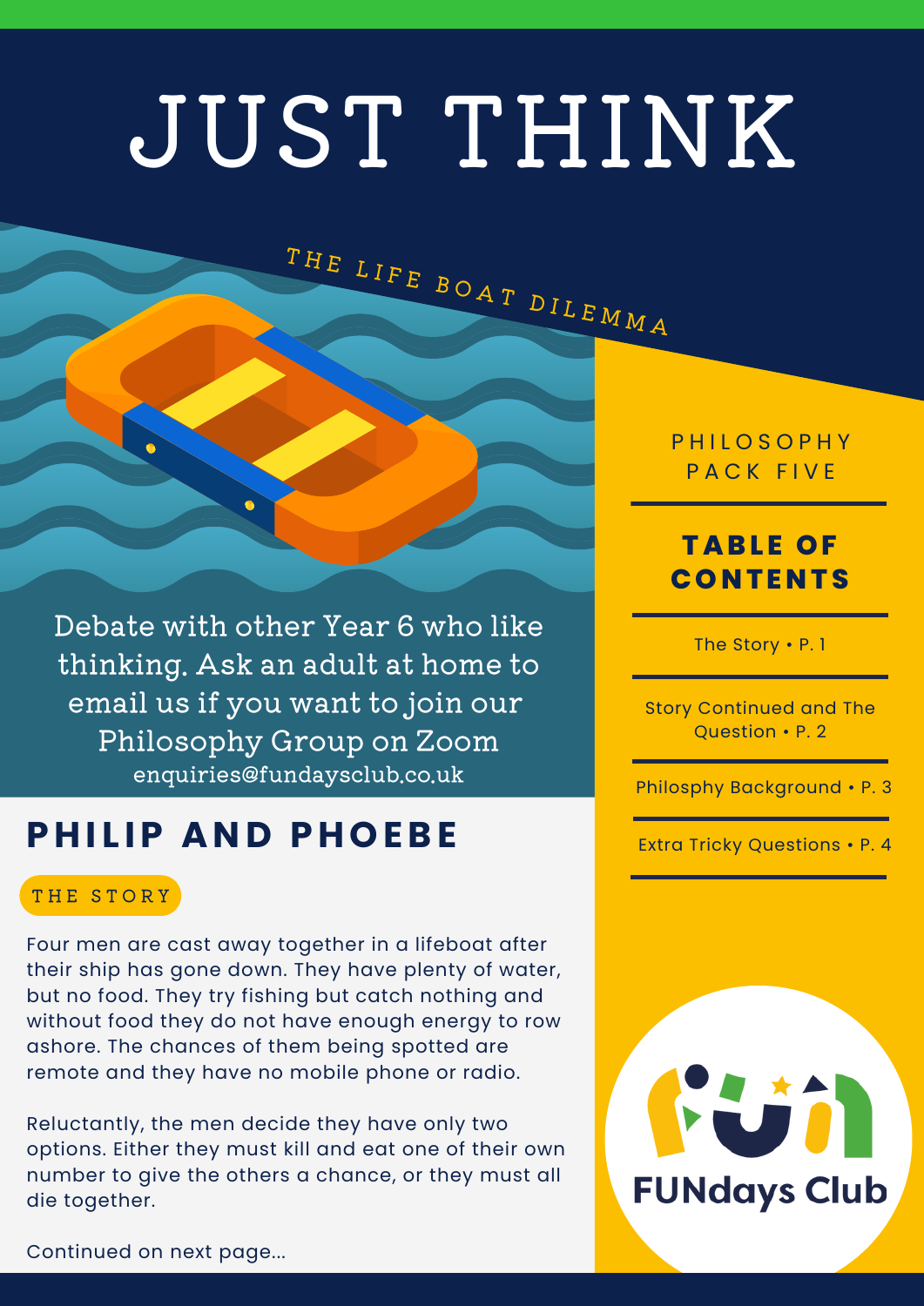# JUST THINK

## THE LIFE BOAT DILEMMA

PHILOSOPHY PACK FIVE

**TABLE OF CONTENTS**

- The Story • P. 1
- Story Continued and The Question • P. 2
- Philispohy Background • P. 3
- Extra Tricky Questions • P. 4

Debate with other Year 6 who like thinking. Ask an adult at home to email us if you want to join our Philosophy Group on Zoom
enquiries@fundaysclub.co.uk

## PHILIP AND PHOEBE

### THE STORY

Four men are cast away together in a lifeboat after their ship has gone down. They have plenty of water, but no food. They try fishing but catch nothing and without food they do not have enough energy to row ashore. The chances of them being spotted are remote and they have no mobile phone or radio.

Reluctantly, the men decide they have only two options. Either they must kill and eat one of their own number to give the others a chance, or they must all die together.

Continued on next page...

FUNdays Club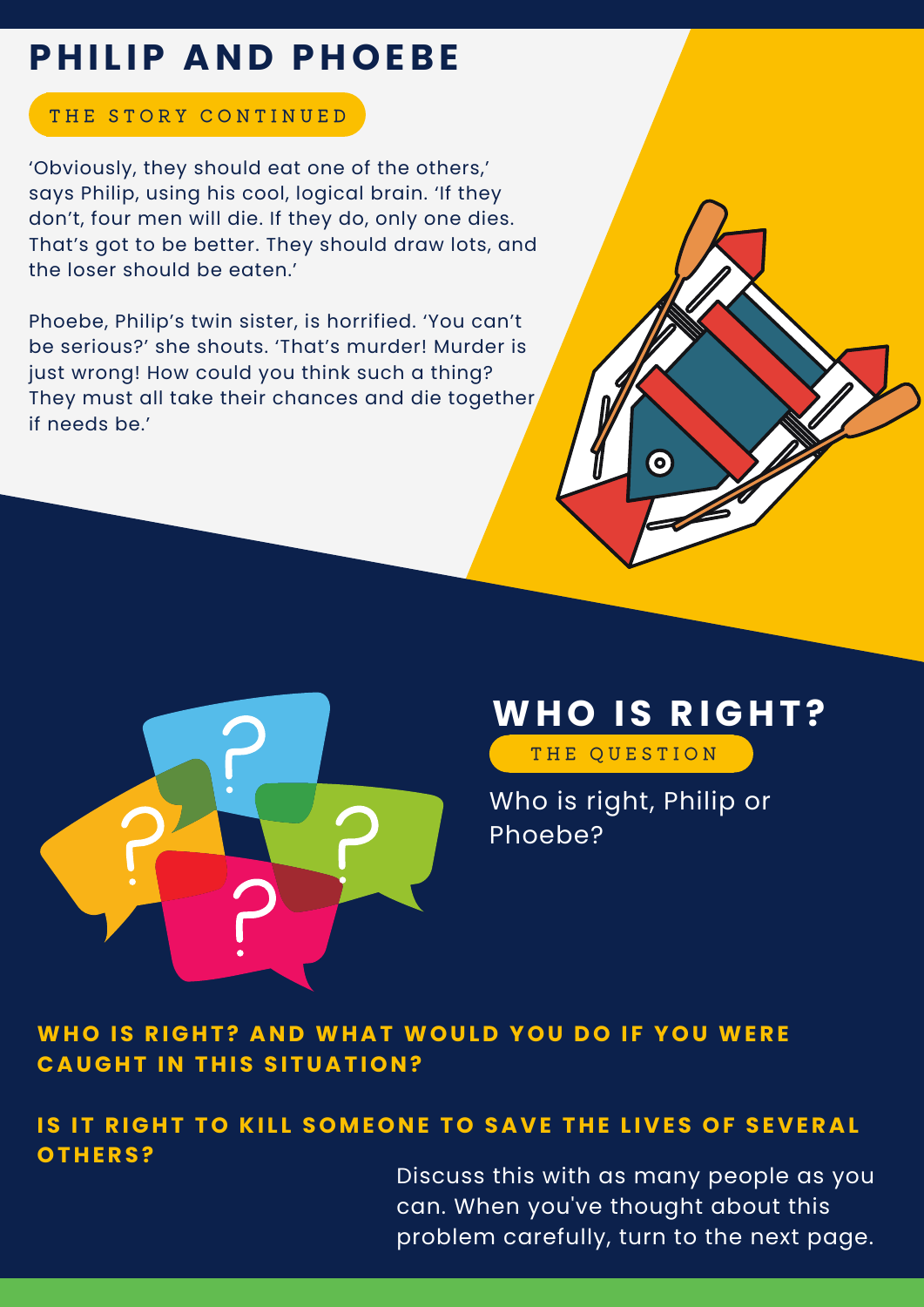# PHILIP AND PHOEBE

THE STORY CONTINUED

'Obviously, they should eat one of the others,' says Philip, using his cool, logical brain. 'If they don't, four men will die. If they do, only one dies. That's got to be better. They should draw lots, and the loser should be eaten.'

Phoebe, Philip's twin sister, is horrified. 'You can't be serious?' she shouts. 'That's murder! Murder is just wrong! How could you think such a thing? They must all take their chances and die together if needs be.'

## WHO IS RIGHT?

THE QUESTION

Who is right, Philip or Phoebe?

**WHO IS RIGHT? AND WHAT WOULD YOU DO IF YOU WERE CAUGHT IN THIS SITUATION?**

**IS IT RIGHT TO KILL SOMEONE TO SAVE THE LIVES OF SEVERAL OTHERS?**

Discuss this with as many people as you can. When you've thought about this problem carefully, turn to the next page.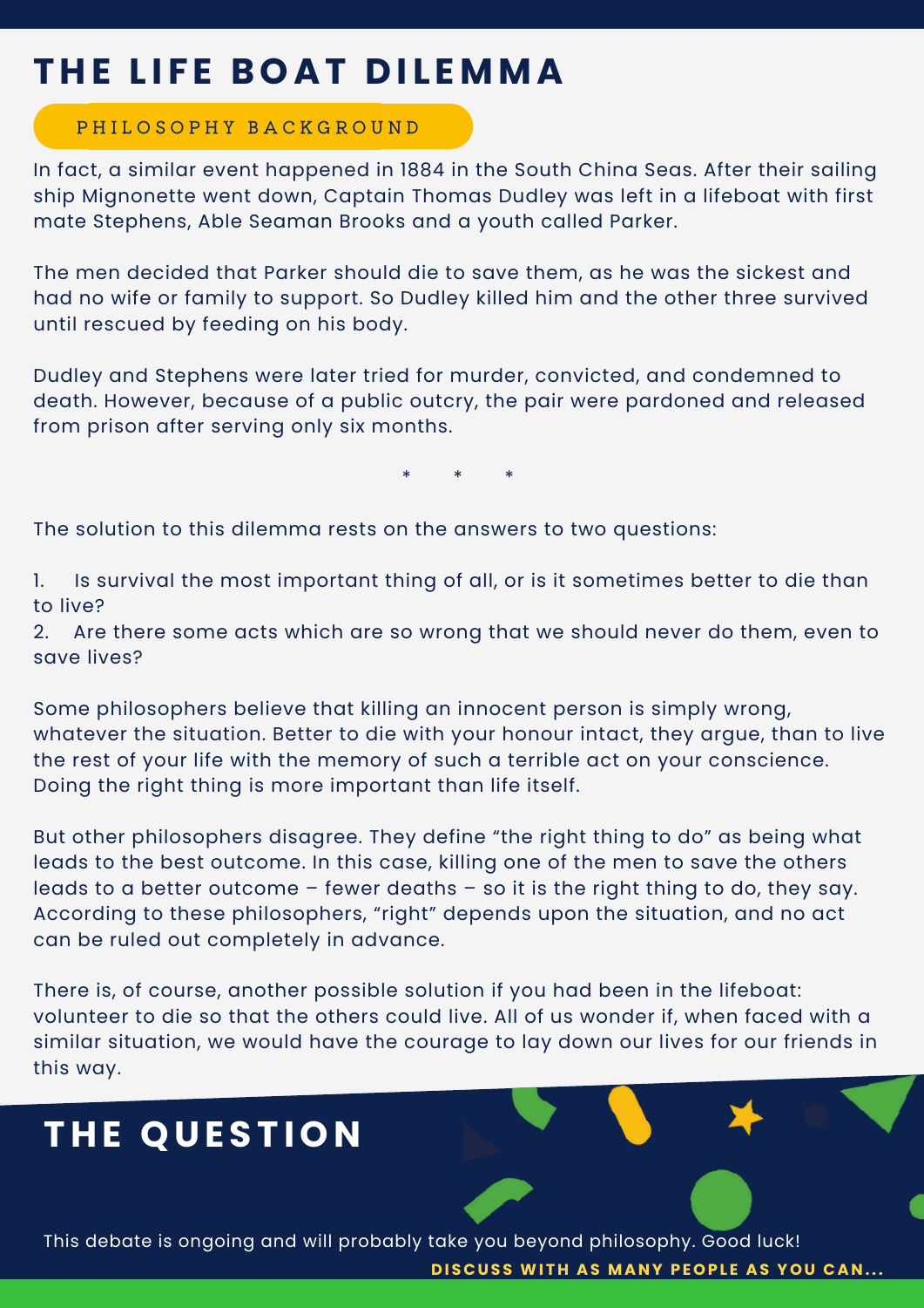# THE LIFE BOAT DILEMMA

## PHILOSOPHY BACKGROUND

In fact, a similar event happened in 1884 in the South China Seas. After their sailing ship Mignonette went down, Captain Thomas Dudley was left in a lifeboat with first mate Stephens, Able Seaman Brooks and a youth called Parker.

The men decided that Parker should die to save them, as he was the sickest and had no wife or family to support. So Dudley killed him and the other three survived until rescued by feeding on his body.

Dudley and Stephens were later tried for murder, convicted, and condemned to death. However, because of a public outcry, the pair were pardoned and released from prison after serving only six months.

\*  \*  \*

The solution to this dilemma rests on the answers to two questions:

1. Is survival the most important thing of all, or is it sometimes better to die than to live?
2. Are there some acts which are so wrong that we should never do them, even to save lives?

Some philosophers believe that killing an innocent person is simply wrong, whatever the situation. Better to die with your honour intact, they argue, than to live the rest of your life with the memory of such a terrible act on your conscience. Doing the right thing is more important than life itself.

But other philosophers disagree. They define "the right thing to do" as being what leads to the best outcome. In this case, killing one of the men to save the others leads to a better outcome – fewer deaths – so it is the right thing to do, they say. According to these philosophers, "right" depends upon the situation, and no act can be ruled out completely in advance.

There is, of course, another possible solution if you had been in the lifeboat: volunteer to die so that the others could live. All of us wonder if, when faced with a similar situation, we would have the courage to lay down our lives for our friends in this way.

## THE QUESTION

This debate is ongoing and will probably take you beyond philosophy. Good luck!

**DISCUSS WITH AS MANY PEOPLE AS YOU CAN...**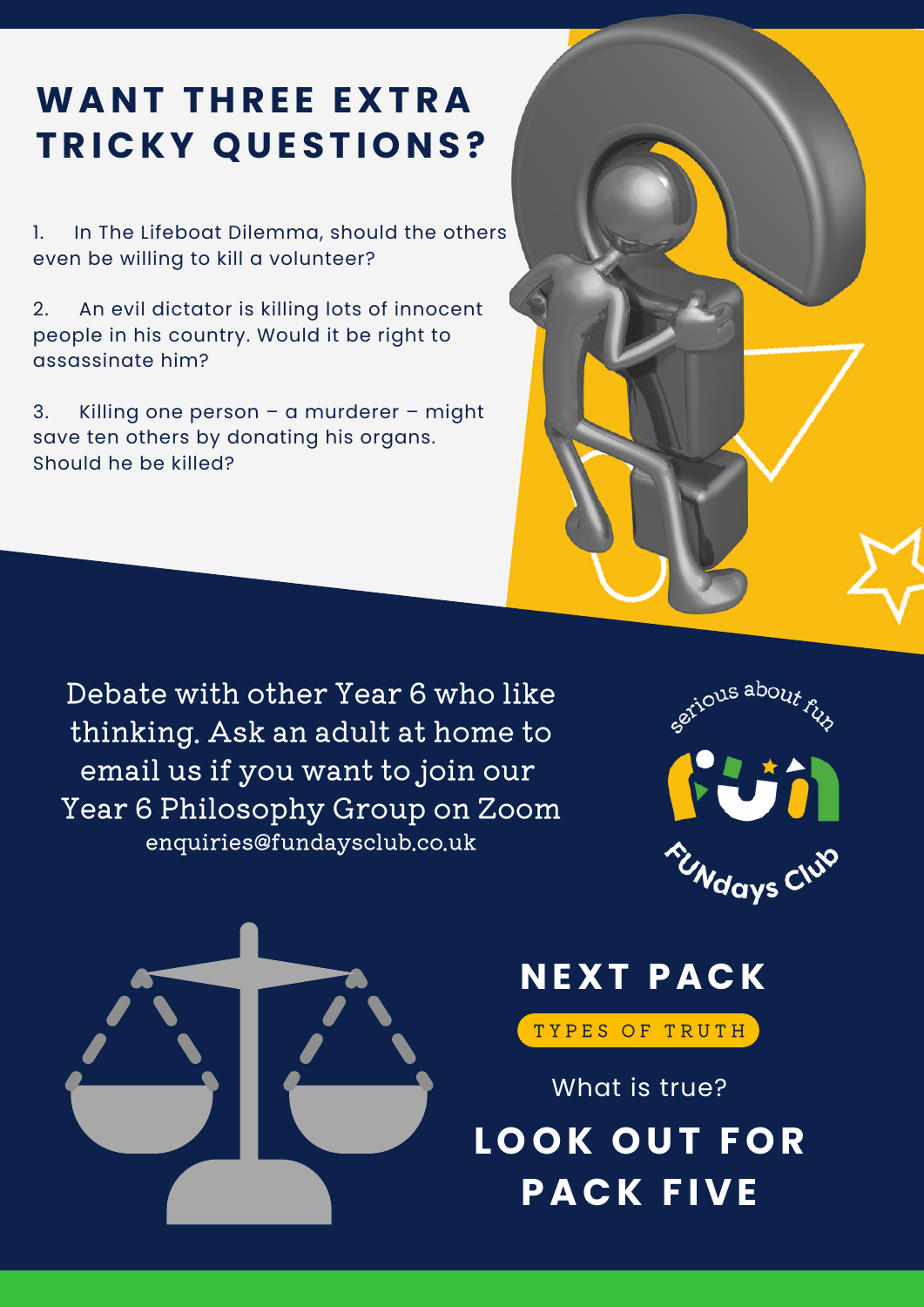# WANT THREE EXTRA TRICKY QUESTIONS?

1. In The Lifeboat Dilemma, should the others even be willing to kill a volunteer?

2. An evil dictator is killing lots of innocent people in his country. Would it be right to assassinate him?

3. Killing one person – a murderer – might save ten others by donating his organs. Should he be killed?

Debate with other Year 6 who like thinking. Ask an adult at home to email us if you want to join our Year 6 Philosophy Group on Zoom

enquiries@fundaysclub.co.uk

serious about fun

FUNdays Club

## NEXT PACK

TYPES OF TRUTH

What is true?

## LOOK OUT FOR PACK FIVE